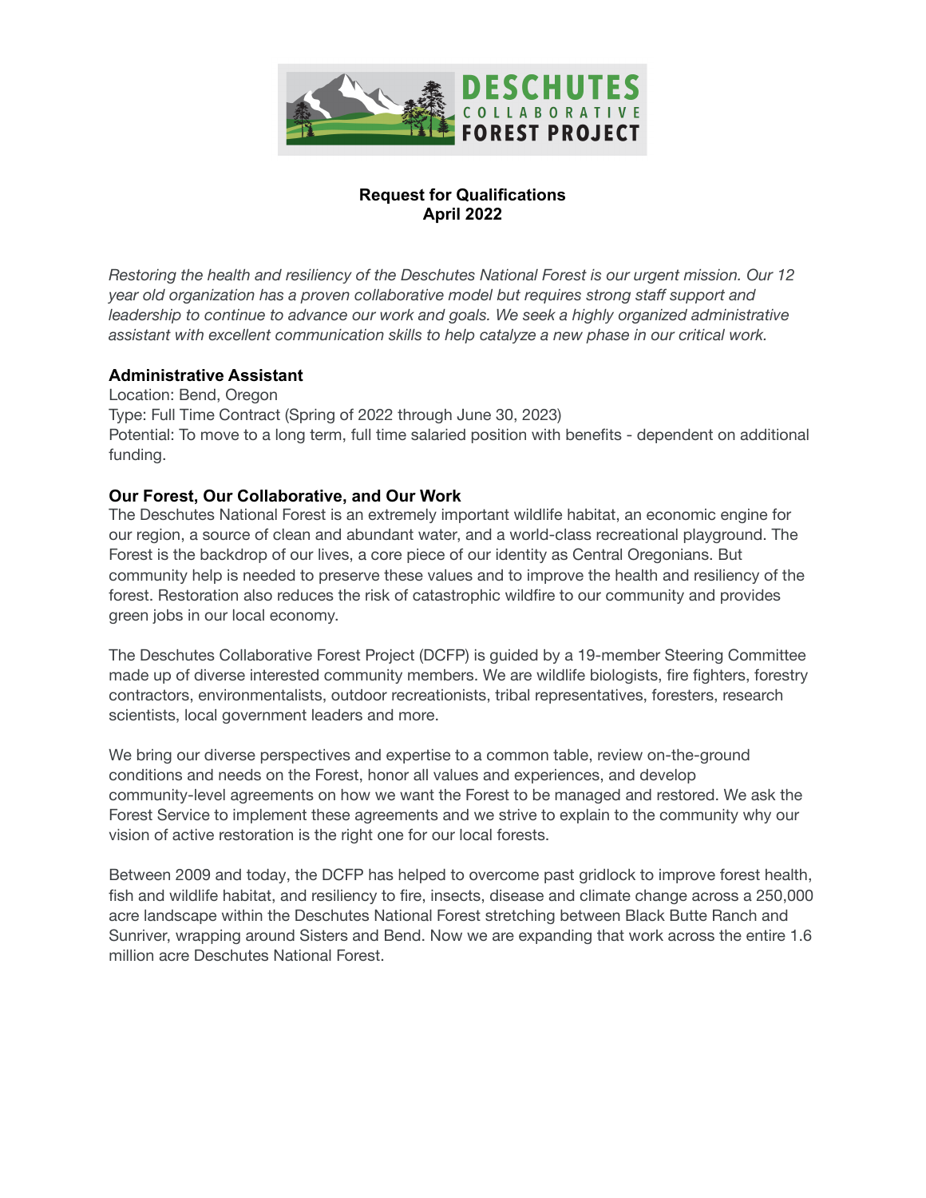**DESCHUTES COLLABORATIVE FOREST PROJECT**

# Request for Qualifications
## April 2022

*Restoring the health and resiliency of the Deschutes National Forest is our urgent mission. Our 12 year old organization has a proven collaborative model but requires strong staff support and leadership to continue to advance our work and goals. We seek a highly organized administrative assistant with excellent communication skills to help catalyze a new phase in our critical work.*

### Administrative Assistant

Location: Bend, Oregon
Type: Full Time Contract (Spring of 2022 through June 30, 2023)
Potential: To move to a long term, full time salaried position with benefits - dependent on additional funding.

### Our Forest, Our Collaborative, and Our Work

The Deschutes National Forest is an extremely important wildlife habitat, an economic engine for our region, a source of clean and abundant water, and a world-class recreational playground. The Forest is the backdrop of our lives, a core piece of our identity as Central Oregonians. But community help is needed to preserve these values and to improve the health and resiliency of the forest. Restoration also reduces the risk of catastrophic wildfire to our community and provides green jobs in our local economy.

The Deschutes Collaborative Forest Project (DCFP) is guided by a 19-member Steering Committee made up of diverse interested community members. We are wildlife biologists, fire fighters, forestry contractors, environmentalists, outdoor recreationists, tribal representatives, foresters, research scientists, local government leaders and more.

We bring our diverse perspectives and expertise to a common table, review on-the-ground conditions and needs on the Forest, honor all values and experiences, and develop community-level agreements on how we want the Forest to be managed and restored. We ask the Forest Service to implement these agreements and we strive to explain to the community why our vision of active restoration is the right one for our local forests.

Between 2009 and today, the DCFP has helped to overcome past gridlock to improve forest health, fish and wildlife habitat, and resiliency to fire, insects, disease and climate change across a 250,000 acre landscape within the Deschutes National Forest stretching between Black Butte Ranch and Sunriver, wrapping around Sisters and Bend. Now we are expanding that work across the entire 1.6 million acre Deschutes National Forest.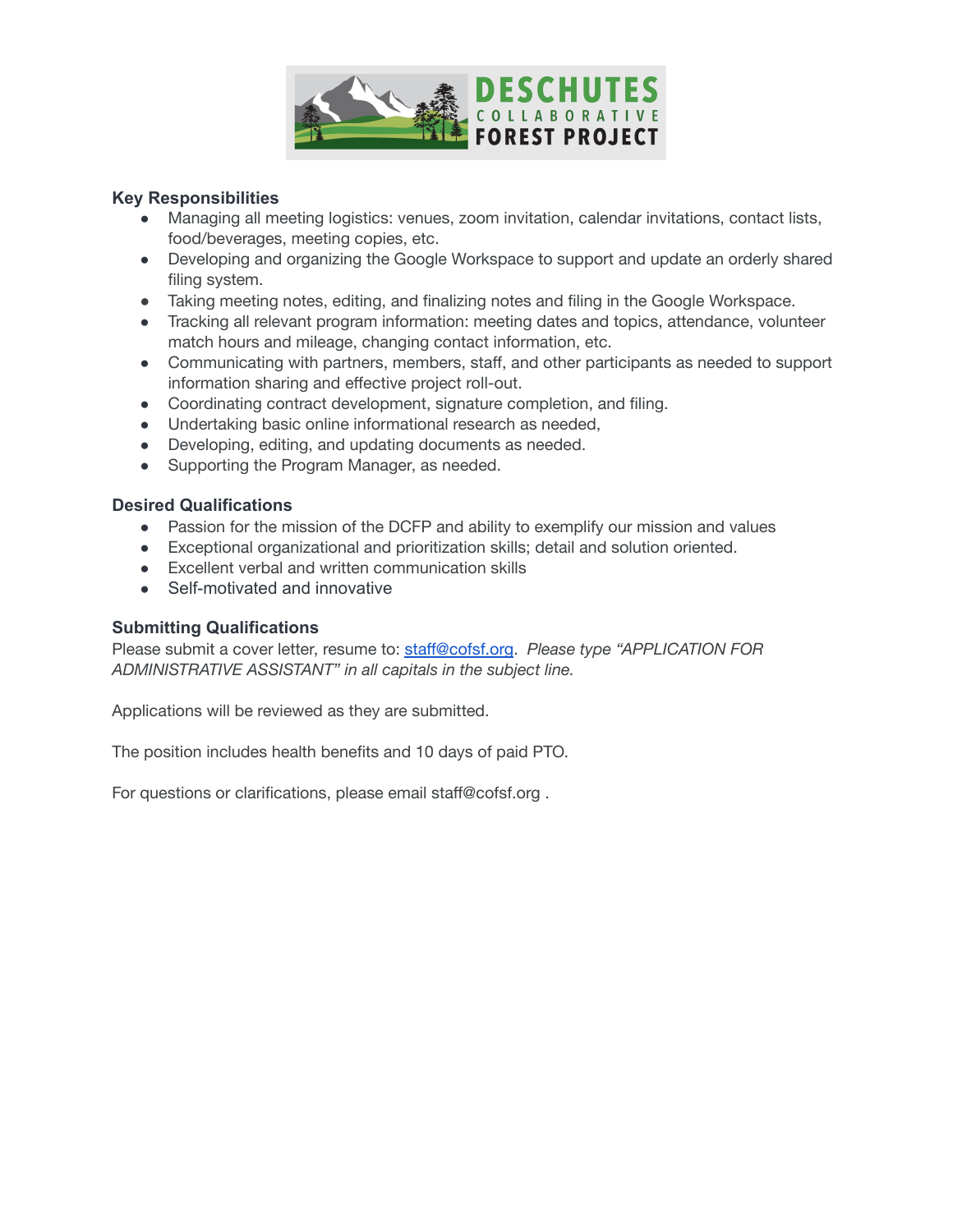## Key Responsibilities

- Managing all meeting logistics: venues, zoom invitation, calendar invitations, contact lists, food/beverages, meeting copies, etc.
- Developing and organizing the Google Workspace to support and update an orderly shared filing system.
- Taking meeting notes, editing, and finalizing notes and filing in the Google Workspace.
- Tracking all relevant program information: meeting dates and topics, attendance, volunteer match hours and mileage, changing contact information, etc.
- Communicating with partners, members, staff, and other participants as needed to support information sharing and effective project roll-out.
- Coordinating contract development, signature completion, and filing.
- Undertaking basic online informational research as needed,
- Developing, editing, and updating documents as needed.
- Supporting the Program Manager, as needed.

## Desired Qualifications

- Passion for the mission of the DCFP and ability to exemplify our mission and values
- Exceptional organizational and prioritization skills; detail and solution oriented.
- Excellent verbal and written communication skills
- Self-motivated and innovative

## Submitting Qualifications

Please submit a cover letter, resume to: staff@cofsf.org. *Please type "APPLICATION FOR ADMINISTRATIVE ASSISTANT" in all capitals in the subject line.*

Applications will be reviewed as they are submitted.

The position includes health benefits and 10 days of paid PTO.

For questions or clarifications, please email staff@cofsf.org .